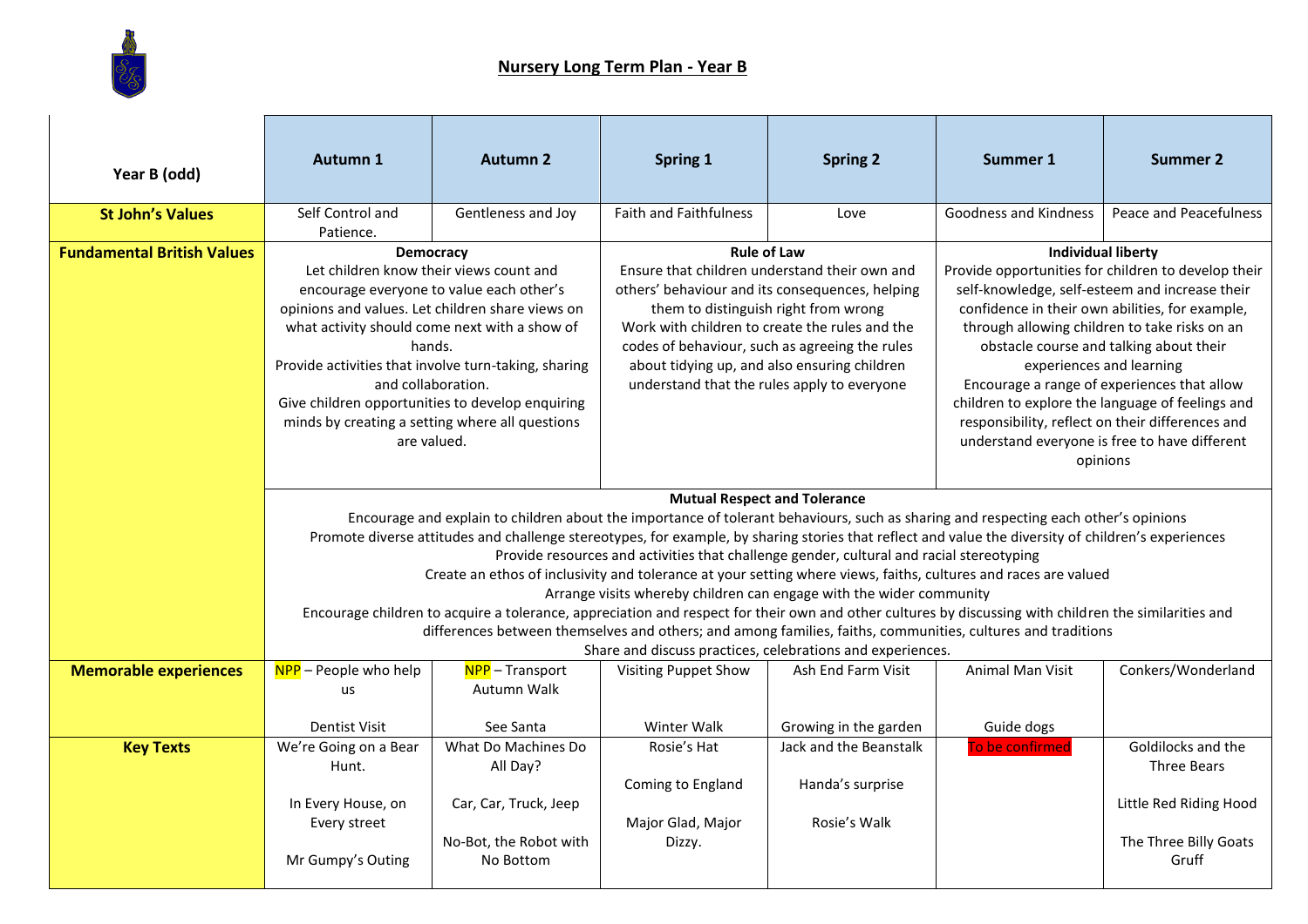# Nursery Long Term Plan - Year B

| Year B (odd) | Autumn 1 | Autumn 2 | Spring 1 | Spring 2 | Summer 1 | Summer 2 |
|---|---|---|---|---|---|---|
| **St John's Values** | Self Control and Patience. | Gentleness and Joy | Faith and Faithfulness | Love | Goodness and Kindness | Peace and Peacefulness |
| **Fundamental British Values** | **Democracy**<br>Let children know their views count and encourage everyone to value each other's opinions and values. Let children share views on what activity should come next with a show of hands.<br>Provide activities that involve turn-taking, sharing and collaboration.<br>Give children opportunities to develop enquiring minds by creating a setting where all questions are valued. | | **Rule of Law**<br>Ensure that children understand their own and others' behaviour and its consequences, helping them to distinguish right from wrong<br>Work with children to create the rules and the codes of behaviour, such as agreeing the rules about tidying up, and also ensuring children understand that the rules apply to everyone | | **Individual liberty**<br>Provide opportunities for children to develop their self-knowledge, self-esteem and increase their confidence in their own abilities, for example, through allowing children to take risks on an obstacle course and talking about their experiences and learning<br>Encourage a range of experiences that allow children to explore the language of feelings and responsibility, reflect on their differences and understand everyone is free to have different opinions | |
| | **Mutual Respect and Tolerance**<br>Encourage and explain to children about the importance of tolerant behaviours, such as sharing and respecting each other's opinions<br>Promote diverse attitudes and challenge stereotypes, for example, by sharing stories that reflect and value the diversity of children's experiences<br>Provide resources and activities that challenge gender, cultural and racial stereotyping<br>Create an ethos of inclusivity and tolerance at your setting where views, faiths, cultures and races are valued<br>Arrange visits whereby children can engage with the wider community<br>Encourage children to acquire a tolerance, appreciation and respect for their own and other cultures by discussing with children the similarities and differences between themselves and others; and among families, faiths, communities, cultures and traditions<br>Share and discuss practices, celebrations and experiences. | | | | | |
| **Memorable experiences** | NPP – People who help us<br><br>Dentist Visit | NPP – Transport<br>Autumn Walk<br><br>See Santa | Visiting Puppet Show<br><br>Winter Walk | Ash End Farm Visit<br><br>Growing in the garden | Animal Man Visit<br><br>Guide dogs | Conkers/Wonderland |
| **Key Texts** | We're Going on a Bear Hunt.<br><br>In Every House, on Every street<br><br>Mr Gumpy's Outing | What Do Machines Do All Day?<br><br>Car, Car, Truck, Jeep<br><br>No-Bot, the Robot with No Bottom | Rosie's Hat<br><br>Coming to England<br><br>Major Glad, Major Dizzy. | Jack and the Beanstalk<br><br>Handa's surprise<br><br>Rosie's Walk | To be confirmed | Goldilocks and the Three Bears<br><br>Little Red Riding Hood<br><br>The Three Billy Goats Gruff |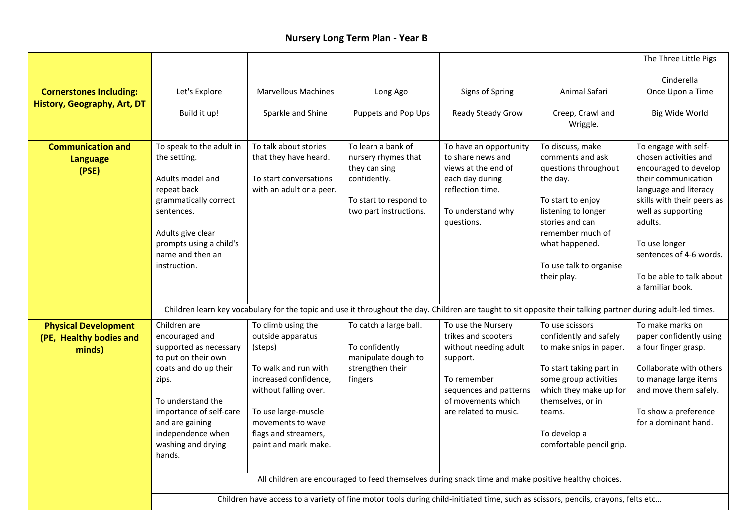## Nursery Long Term Plan - Year B

| | | | | | | |
|---|---|---|---|---|---|---|
| | | | | | | The Three Little Pigs<br><br>Cinderella |
| **Cornerstones Including: History, Geography, Art, DT** | Let's Explore<br><br>Build it up! | Marvellous Machines<br><br>Sparkle and Shine | Long Ago<br><br>Puppets and Pop Ups | Signs of Spring<br><br>Ready Steady Grow | Animal Safari<br><br>Creep, Crawl and Wriggle. | Once Upon a Time<br><br>Big Wide World |
| **Communication and Language (PSE)** | To speak to the adult in the setting.<br><br>Adults model and repeat back grammatically correct sentences.<br><br>Adults give clear prompts using a child's name and then an instruction. | To talk about stories that they have heard.<br><br>To start conversations with an adult or a peer. | To learn a bank of nursery rhymes that they can sing confidently.<br><br>To start to respond to two part instructions. | To have an opportunity to share news and views at the end of each day during reflection time.<br><br>To understand why questions. | To discuss, make comments and ask questions throughout the day.<br><br>To start to enjoy listening to longer stories and can remember much of what happened.<br><br>To use talk to organise their play. | To engage with self-chosen activities and encouraged to develop their communication language and literacy skills with their peers as well as supporting adults.<br><br>To use longer sentences of 4-6 words.<br><br>To be able to talk about a familiar book. |
| | Children learn key vocabulary for the topic and use it throughout the day. Children are taught to sit opposite their talking partner during adult-led times. | | | | | |
| **Physical Development (PE, Healthy bodies and minds)** | Children are encouraged and supported as necessary to put on their own coats and do up their zips.<br><br>To understand the importance of self-care and are gaining independence when washing and drying hands. | To climb using the outside apparatus (steps)<br><br>To walk and run with increased confidence, without falling over.<br><br>To use large-muscle movements to wave flags and streamers, paint and mark make. | To catch a large ball.<br><br>To confidently manipulate dough to strengthen their fingers. | To use the Nursery trikes and scooters without needing adult support.<br><br>To remember sequences and patterns of movements which are related to music. | To use scissors confidently and safely to make snips in paper.<br><br>To start taking part in some group activities which they make up for themselves, or in teams.<br><br>To develop a comfortable pencil grip. | To make marks on paper confidently using a four finger grasp.<br><br>Collaborate with others to manage large items and move them safely.<br><br>To show a preference for a dominant hand. |
| | All children are encouraged to feed themselves during snack time and make positive healthy choices. | | | | | |
| | Children have access to a variety of fine motor tools during child-initiated time, such as scissors, pencils, crayons, felts etc… | | | | | |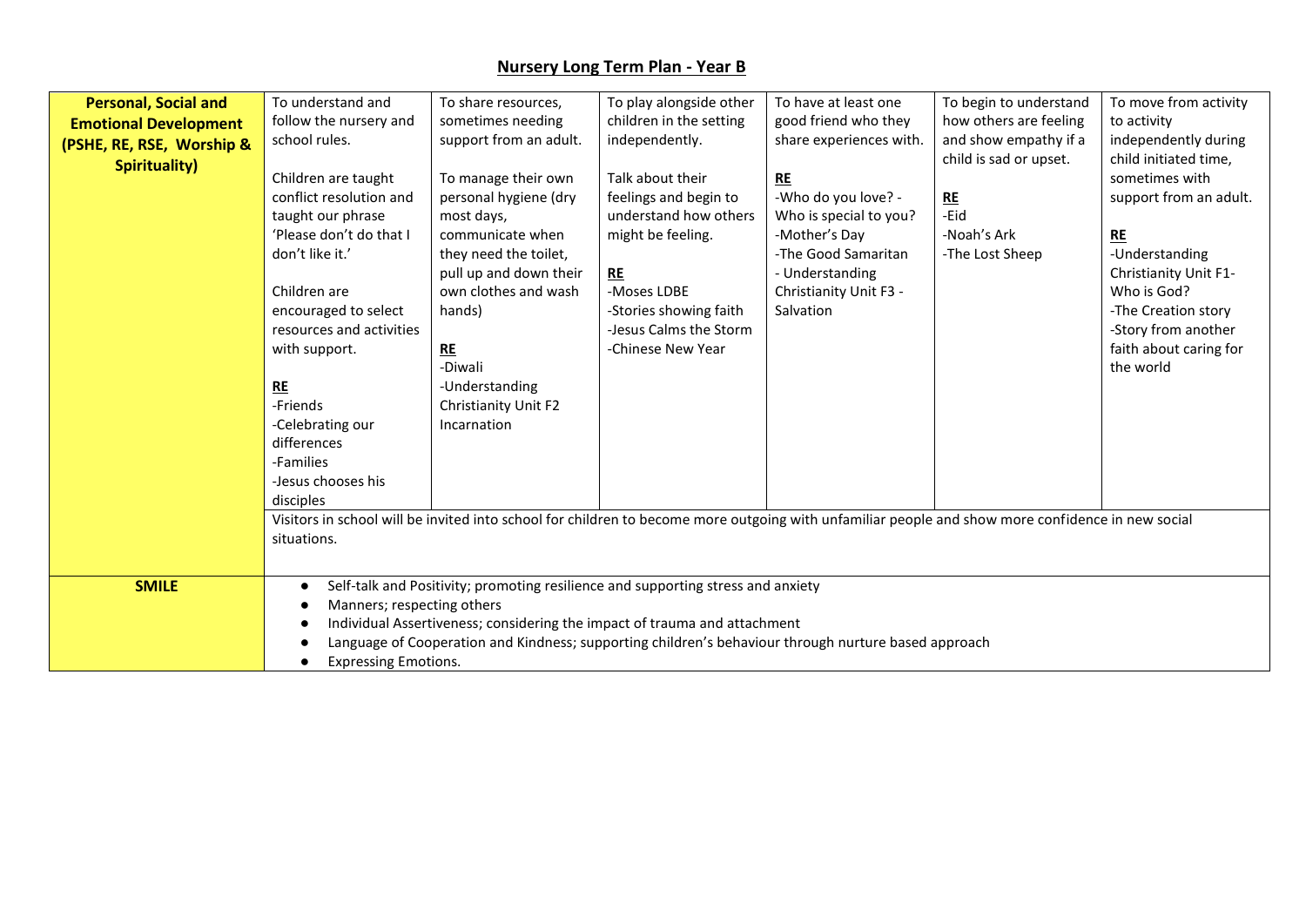## Nursery Long Term Plan - Year B

| **Personal, Social and Emotional Development (PSHE, RE, RSE, Worship & Spirituality)** | To understand and follow the nursery and school rules.<br><br>Children are taught conflict resolution and taught our phrase 'Please don't do that I don't like it.'<br><br>Children are encouraged to select resources and activities with support.<br><br>**RE**<br>-Friends<br>-Celebrating our differences<br>-Families<br>-Jesus chooses his disciples | To share resources, sometimes needing support from an adult.<br><br>To manage their own personal hygiene (dry most days, communicate when they need the toilet, pull up and down their own clothes and wash hands)<br><br>**RE**<br>-Diwali<br>-Understanding Christianity Unit F2 Incarnation | To play alongside other children in the setting independently.<br><br>Talk about their feelings and begin to understand how others might be feeling.<br><br>**RE**<br>-Moses LDBE<br>-Stories showing faith<br>-Jesus Calms the Storm<br>-Chinese New Year | To have at least one good friend who they share experiences with.<br><br>**RE**<br>-Who do you love? - Who is special to you?<br>-Mother's Day<br>-The Good Samaritan<br>- Understanding Christianity Unit F3 - Salvation | To begin to understand how others are feeling and show empathy if a child is sad or upset.<br><br>**RE**<br>-Eid<br>-Noah's Ark<br>-The Lost Sheep | To move from activity to activity independently during child initiated time, sometimes with support from an adult.<br><br>**RE**<br>-Understanding Christianity Unit F1- Who is God?<br>-The Creation story<br>-Story from another faith about caring for the world |
|---|---|---|---|---|---|---|
| | Visitors in school will be invited into school for children to become more outgoing with unfamiliar people and show more confidence in new social situations. | | | | | |
| **SMILE** | • Self-talk and Positivity; promoting resilience and supporting stress and anxiety<br>• Manners; respecting others<br>• Individual Assertiveness; considering the impact of trauma and attachment<br>• Language of Cooperation and Kindness; supporting children's behaviour through nurture based approach<br>• Expressing Emotions. | | | | | |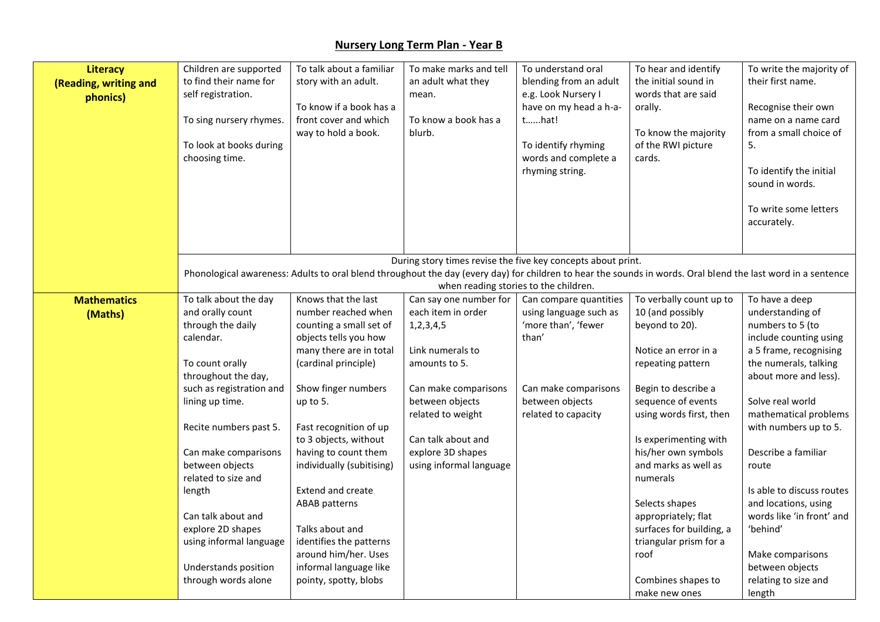## Nursery Long Term Plan - Year B

| | | | | | | |
|---|---|---|---|---|---|---|
| **Literacy (Reading, writing and phonics)** | Children are supported to find their name for self registration.<br><br>To sing nursery rhymes.<br><br>To look at books during choosing time. | To talk about a familiar story with an adult.<br><br>To know if a book has a front cover and which way to hold a book. | To make marks and tell an adult what they mean.<br><br>To know a book has a blurb. | To understand oral blending from an adult e.g. Look Nursery I have on my head a h-a-t……hat!<br><br>To identify rhyming words and complete a rhyming string. | To hear and identify the initial sound in words that are said orally.<br><br>To know the majority of the RWI picture cards. | To write the majority of their first name.<br><br>Recognise their own name on a name card from a small choice of 5.<br><br>To identify the initial sound in words.<br><br>To write some letters accurately. |
| | During story times revise the five key concepts about print.<br>Phonological awareness: Adults to oral blend throughout the day (every day) for children to hear the sounds in words. Oral blend the last word in a sentence when reading stories to the children. | | | | | |
| **Mathematics (Maths)** | To talk about the day and orally count through the daily calendar.<br><br>To count orally throughout the day, such as registration and lining up time.<br><br>Recite numbers past 5.<br><br>Can make comparisons between objects related to size and length<br><br>Can talk about and explore 2D shapes using informal language<br><br>Understands position through words alone | Knows that the last number reached when counting a small set of objects tells you how many there are in total (cardinal principle)<br><br>Show finger numbers up to 5.<br><br>Fast recognition of up to 3 objects, without having to count them individually (subitising)<br><br>Extend and create ABAB patterns<br><br>Talks about and identifies the patterns around him/her. Uses informal language like pointy, spotty, blobs | Can say one number for each item in order 1,2,3,4,5<br><br>Link numerals to amounts to 5.<br><br>Can make comparisons between objects related to weight<br><br>Can talk about and explore 3D shapes using informal language | Can compare quantities using language such as 'more than', 'fewer than'<br><br>Can make comparisons between objects related to capacity | To verbally count up to 10 (and possibly beyond to 20).<br><br>Notice an error in a repeating pattern<br><br>Begin to describe a sequence of events using words first, then<br><br>Is experimenting with his/her own symbols and marks as well as numerals<br><br>Selects shapes appropriately; flat surfaces for building, a triangular prism for a roof<br><br>Combines shapes to make new ones | To have a deep understanding of numbers to 5 (to include counting using a 5 frame, recognising the numerals, talking about more and less).<br><br>Solve real world mathematical problems with numbers up to 5.<br><br>Describe a familiar route<br><br>Is able to discuss routes and locations, using words like 'in front' and 'behind'<br><br>Make comparisons between objects relating to size and length |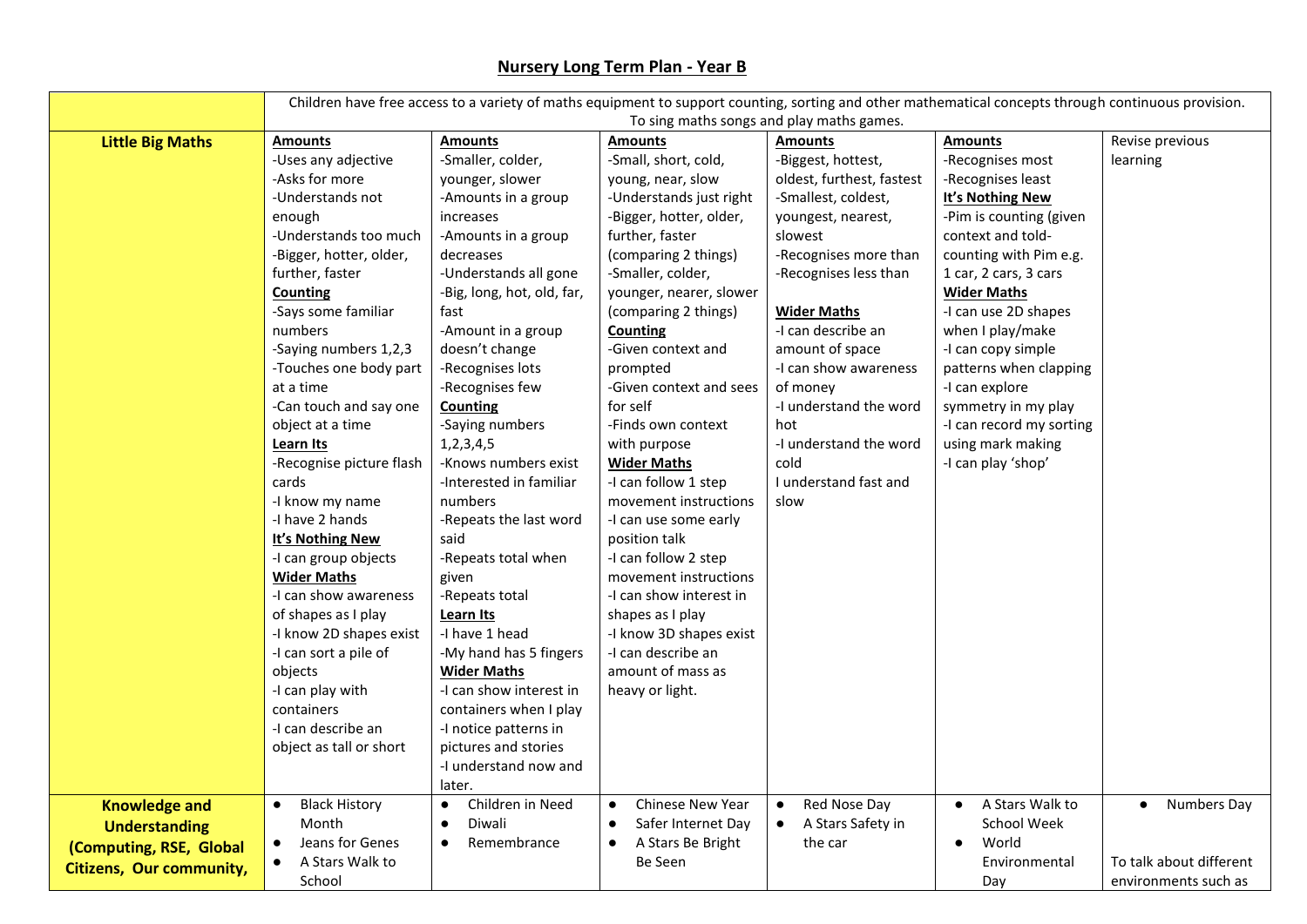# Nursery Long Term Plan - Year B

| | | | | | | |
|---|---|---|---|---|---|---|
| | Children have free access to a variety of maths equipment to support counting, sorting and other mathematical concepts through continuous provision. To sing maths songs and play maths games. | | | | | |
| **Little Big Maths** | **Amounts**<br>-Uses any adjective<br>-Asks for more<br>-Understands not enough<br>-Understands too much<br>-Bigger, hotter, older, further, faster<br>**Counting**<br>-Says some familiar numbers<br>-Saying numbers 1,2,3<br>-Touches one body part at a time<br>-Can touch and say one object at a time<br>**Learn Its**<br>-Recognise picture flash cards<br>-I know my name<br>-I have 2 hands<br>**It's Nothing New**<br>-I can group objects<br>**Wider Maths**<br>-I can show awareness of shapes as I play<br>-I know 2D shapes exist<br>-I can sort a pile of objects<br>-I can play with containers<br>-I can describe an object as tall or short | **Amounts**<br>-Smaller, colder, younger, slower<br>-Amounts in a group increases<br>-Amounts in a group decreases<br>-Understands all gone<br>-Big, long, hot, old, far, fast<br>-Amount in a group doesn't change<br>-Recognises lots<br>-Recognises few<br>**Counting**<br>-Saying numbers 1,2,3,4,5<br>-Knows numbers exist<br>-Interested in familiar numbers<br>-Repeats the last word said<br>-Repeats total when given<br>-Repeats total<br>**Learn Its**<br>-I have 1 head<br>-My hand has 5 fingers<br>**Wider Maths**<br>-I can show interest in containers when I play<br>-I notice patterns in pictures and stories<br>-I understand now and later. | **Amounts**<br>-Small, short, cold, young, near, slow<br>-Understands just right<br>-Bigger, hotter, older, further, faster (comparing 2 things)<br>-Smaller, colder, younger, nearer, slower (comparing 2 things)<br>**Counting**<br>-Given context and prompted<br>-Given context and sees for self<br>-Finds own context with purpose<br>**Wider Maths**<br>-I can follow 1 step movement instructions<br>-I can use some early position talk<br>-I can follow 2 step movement instructions<br>-I can show interest in shapes as I play<br>-I know 3D shapes exist<br>-I can describe an amount of mass as heavy or light. | **Amounts**<br>-Biggest, hottest, oldest, furthest, fastest<br>-Smallest, coldest, youngest, nearest, slowest<br>-Recognises more than<br>-Recognises less than<br><br>**Wider Maths**<br>-I can describe an amount of space<br>-I can show awareness of money<br>-I understand the word hot<br>-I understand the word cold<br>I understand fast and slow | **Amounts**<br>-Recognises most<br>-Recognises least<br>**It's Nothing New**<br>-Pim is counting (given context and told-counting with Pim e.g. 1 car, 2 cars, 3 cars<br>**Wider Maths**<br>-I can use 2D shapes when I play/make<br>-I can copy simple patterns when clapping<br>-I can explore symmetry in my play<br>-I can record my sorting using mark making<br>-I can play 'shop' | Revise previous learning |
| **Knowledge and Understanding (Computing, RSE, Global Citizens, Our community,** | • Black History Month<br>• Jeans for Genes<br>• A Stars Walk to School | • Children in Need<br>• Diwali<br>• Remembrance | • Chinese New Year<br>• Safer Internet Day<br>• A Stars Be Bright Be Seen | • Red Nose Day<br>• A Stars Safety in the car | • A Stars Walk to School Week<br>• World Environmental Day | • Numbers Day<br><br>To talk about different environments such as |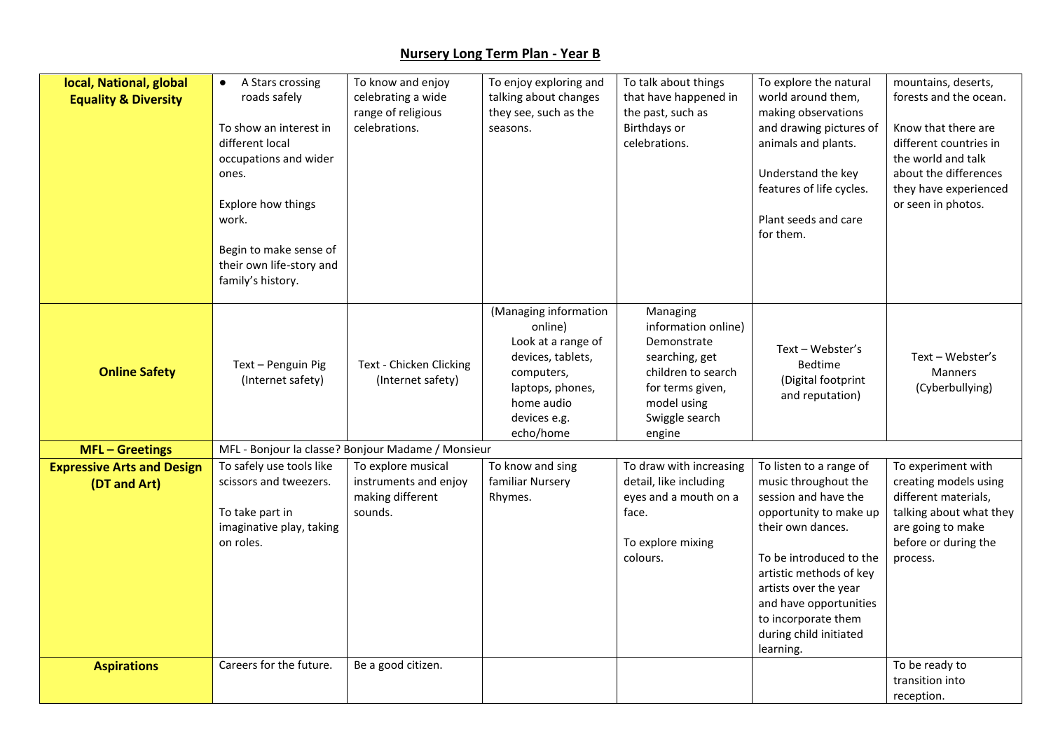## Nursery Long Term Plan - Year B

| | | | | | | |
|---|---|---|---|---|---|---|
| **local, National, global Equality & Diversity** | • A Stars crossing roads safely<br><br>To show an interest in different local occupations and wider ones.<br><br>Explore how things work.<br><br>Begin to make sense of their own life-story and family's history. | To know and enjoy celebrating a wide range of religious celebrations. | To enjoy exploring and talking about changes they see, such as the seasons. | To talk about things that have happened in the past, such as Birthdays or celebrations. | To explore the natural world around them, making observations and drawing pictures of animals and plants.<br><br>Understand the key features of life cycles.<br><br>Plant seeds and care for them. | mountains, deserts, forests and the ocean.<br><br>Know that there are different countries in the world and talk about the differences they have experienced or seen in photos. |
| **Online Safety** | Text – Penguin Pig (Internet safety) | Text - Chicken Clicking (Internet safety) | (Managing information online) Look at a range of devices, tablets, computers, laptops, phones, home audio devices e.g. echo/home | Managing information online) Demonstrate searching, get children to search for terms given, model using Swiggle search engine | Text – Webster's Bedtime (Digital footprint and reputation) | Text – Webster's Manners (Cyberbullying) |
| **MFL – Greetings** | MFL - Bonjour la classe? Bonjour Madame / Monsieur | | | | | |
| **Expressive Arts and Design (DT and Art)** | To safely use tools like scissors and tweezers.<br><br>To take part in imaginative play, taking on roles. | To explore musical instruments and enjoy making different sounds. | To know and sing familiar Nursery Rhymes. | To draw with increasing detail, like including eyes and a mouth on a face.<br><br>To explore mixing colours. | To listen to a range of music throughout the session and have the opportunity to make up their own dances.<br><br>To be introduced to the artistic methods of key artists over the year and have opportunities to incorporate them during child initiated learning. | To experiment with creating models using different materials, talking about what they are going to make before or during the process. |
| **Aspirations** | Careers for the future. | Be a good citizen. | | | | To be ready to transition into reception. |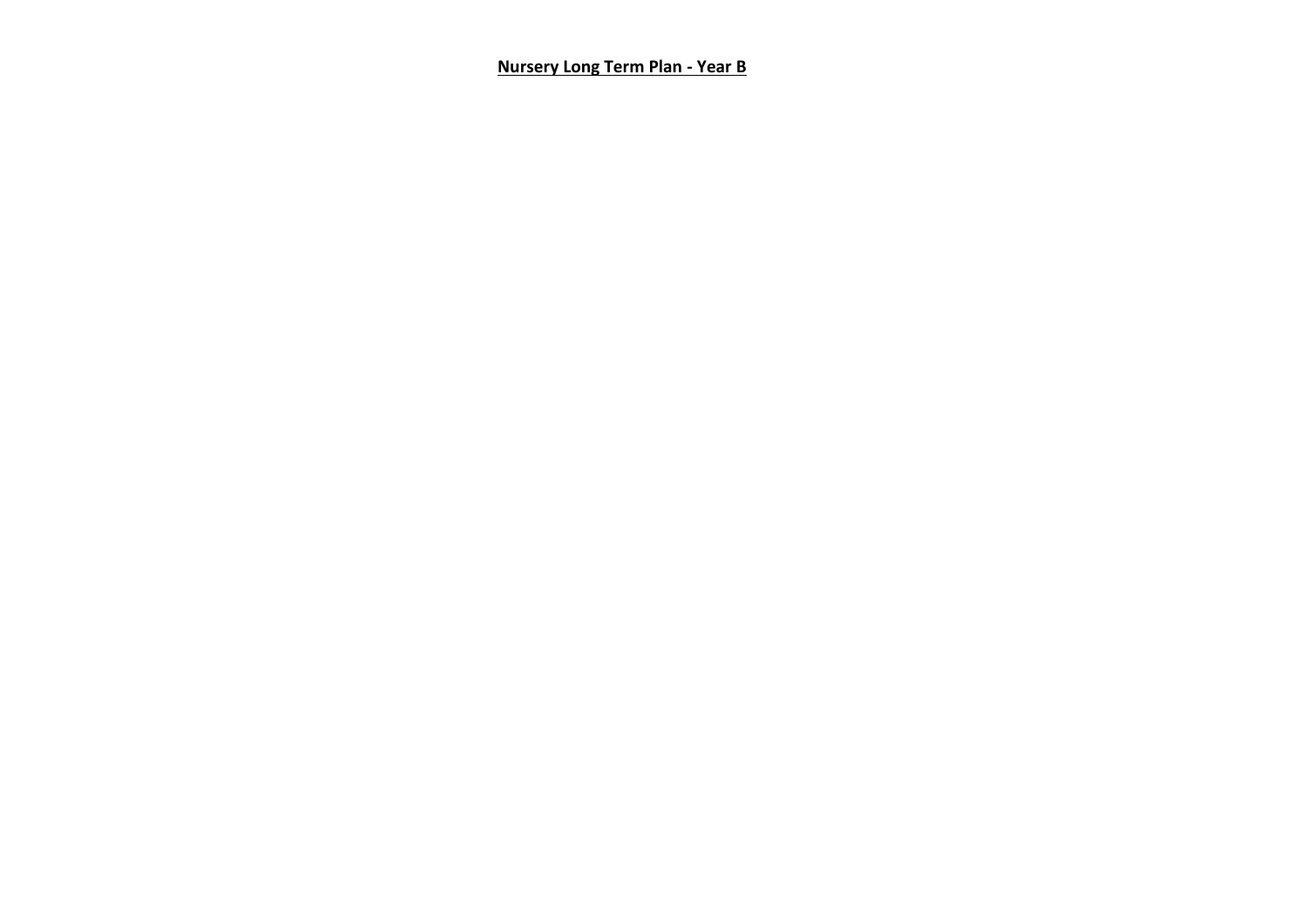**Nursery Long Term Plan - Year B**